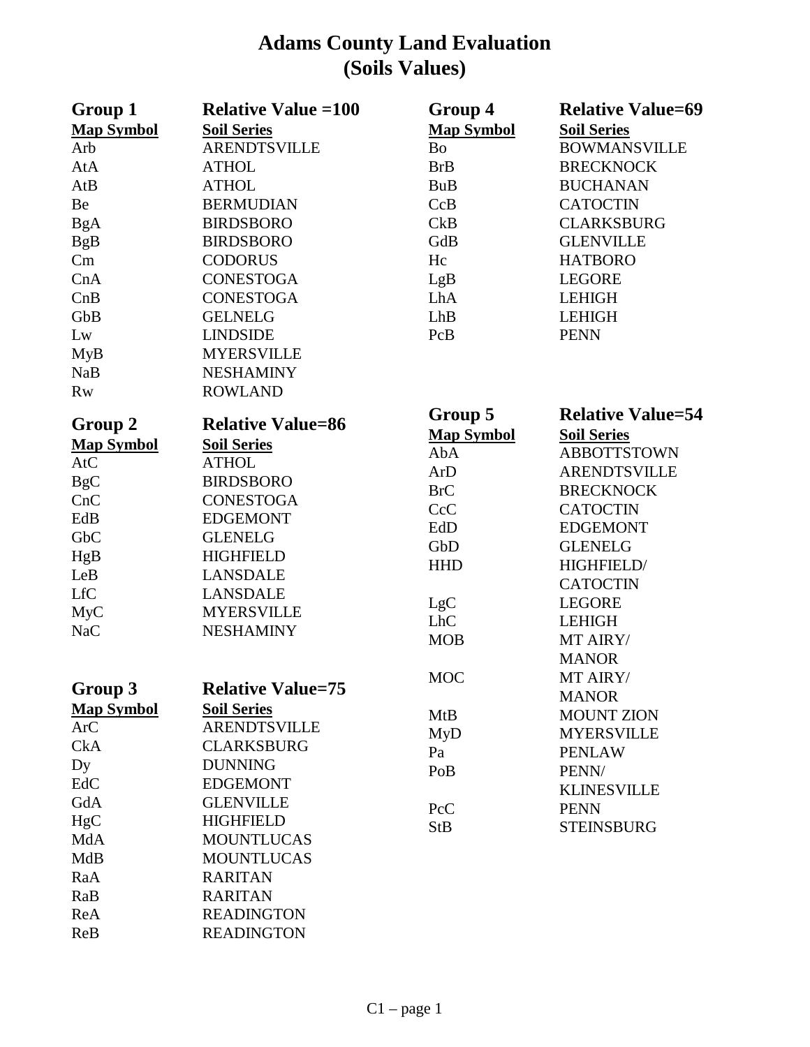# Adams County Land Evaluation
# (Soils Values)

## Group 1 — Relative Value =100

| Map Symbol | Soil Series |
|---|---|
| Arb | ARENDTSVILLE |
| AtA | ATHOL |
| AtB | ATHOL |
| Be | BERMUDIAN |
| BgA | BIRDSBORO |
| BgB | BIRDSBORO |
| Cm | CODORUS |
| CnA | CONESTOGA |
| CnB | CONESTOGA |
| GbB | GELNELG |
| Lw | LINDSIDE |
| MyB | MYERSVILLE |
| NaB | NESHAMINY |
| Rw | ROWLAND |

## Group 2 — Relative Value=86

| Map Symbol | Soil Series |
|---|---|
| AtC | ATHOL |
| BgC | BIRDSBORO |
| CnC | CONESTOGA |
| EdB | EDGEMONT |
| GbC | GLENELG |
| HgB | HIGHFIELD |
| LeB | LANSDALE |
| LfC | LANSDALE |
| MyC | MYERSVILLE |
| NaC | NESHAMINY |

## Group 3 — Relative Value=75

| Map Symbol | Soil Series |
|---|---|
| ArC | ARENDTSVILLE |
| CkA | CLARKSBURG |
| Dy | DUNNING |
| EdC | EDGEMONT |
| GdA | GLENVILLE |
| HgC | HIGHFIELD |
| MdA | MOUNTLUCAS |
| MdB | MOUNTLUCAS |
| RaA | RARITAN |
| RaB | RARITAN |
| ReA | READINGTON |
| ReB | READINGTON |

## Group 4 — Relative Value=69

| Map Symbol | Soil Series |
|---|---|
| Bo | BOWMANSVILLE |
| BrB | BRECKNOCK |
| BuB | BUCHANAN |
| CcB | CATOCTIN |
| CkB | CLARKSBURG |
| GdB | GLENVILLE |
| Hc | HATBORO |
| LgB | LEGORE |
| LhA | LEHIGH |
| LhB | LEHIGH |
| PcB | PENN |

## Group 5 — Relative Value=54

| Map Symbol | Soil Series |
|---|---|
| AbA | ABBOTTSTOWN |
| ArD | ARENDTSVILLE |
| BrC | BRECKNOCK |
| CcC | CATOCTIN |
| EdD | EDGEMONT |
| GbD | GLENELG |
| HHD | HIGHFIELD/ CATOCTIN |
| LgC | LEGORE |
| LhC | LEHIGH |
| MOB | MT AIRY/ MANOR |
| MOC | MT AIRY/ MANOR |
| MtB | MOUNT ZION |
| MyD | MYERSVILLE |
| Pa | PENLAW |
| PoB | PENN/ KLINESVILLE |
| PcC | PENN |
| StB | STEINSBURG |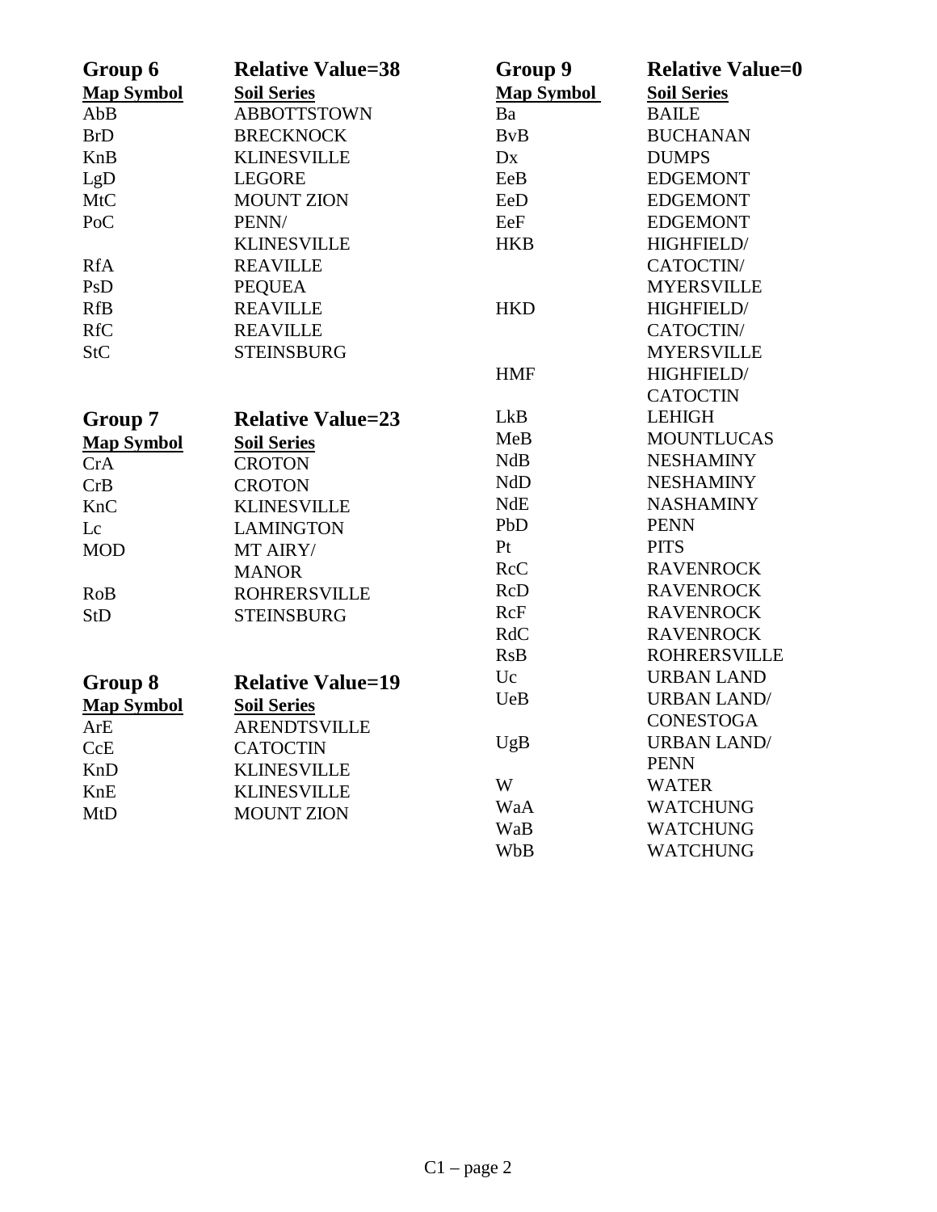## Group 6 — Relative Value=38

| Map Symbol | Soil Series |
| --- | --- |
| AbB | ABBOTTSTOWN |
| BrD | BRECKNOCK |
| KnB | KLINESVILLE |
| LgD | LEGORE |
| MtC | MOUNT ZION |
| PoC | PENN/ KLINESVILLE |
| RfA | REAVILLE |
| PsD | PEQUEA |
| RfB | REAVILLE |
| RfC | REAVILLE |
| StC | STEINSBURG |

## Group 7 — Relative Value=23

| Map Symbol | Soil Series |
| --- | --- |
| CrA | CROTON |
| CrB | CROTON |
| KnC | KLINESVILLE |
| Lc | LAMINGTON |
| MOD | MT AIRY/ MANOR |
| RoB | ROHRERSVILLE |
| StD | STEINSBURG |

## Group 8 — Relative Value=19

| Map Symbol | Soil Series |
| --- | --- |
| ArE | ARENDTSVILLE |
| CcE | CATOCTIN |
| KnD | KLINESVILLE |
| KnE | KLINESVILLE |
| MtD | MOUNT ZION |

## Group 9 — Relative Value=0

| Map Symbol | Soil Series |
| --- | --- |
| Ba | BAILE |
| BvB | BUCHANAN |
| Dx | DUMPS |
| EeB | EDGEMONT |
| EeD | EDGEMONT |
| EeF | EDGEMONT |
| HKB | HIGHFIELD/ CATOCTIN/ MYERSVILLE |
| HKD | HIGHFIELD/ CATOCTIN/ MYERSVILLE |
| HMF | HIGHFIELD/ CATOCTIN |
| LkB | LEHIGH |
| MeB | MOUNTLUCAS |
| NdB | NESHAMINY |
| NdD | NESHAMINY |
| NdE | NASHAMINY |
| PbD | PENN |
| Pt | PITS |
| RcC | RAVENROCK |
| RcD | RAVENROCK |
| RcF | RAVENROCK |
| RdC | RAVENROCK |
| RsB | ROHRERSVILLE |
| Uc | URBAN LAND |
| UeB | URBAN LAND/ CONESTOGA |
| UgB | URBAN LAND/ PENN |
| W | WATER |
| WaA | WATCHUNG |
| WaB | WATCHUNG |
| WbB | WATCHUNG |